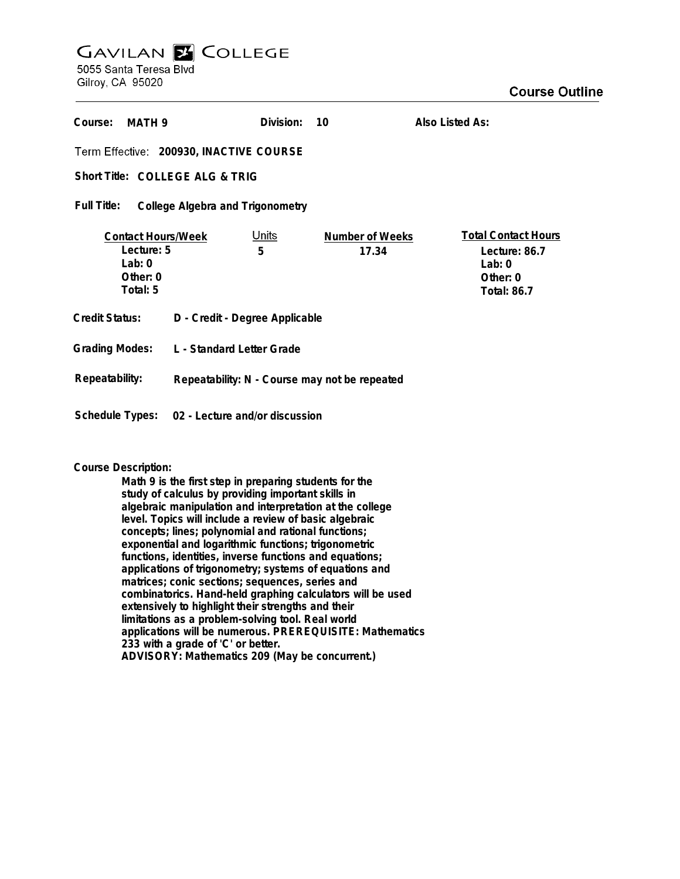# GAVILAN COLLEGE

5055 Santa Teresa Blvd
Gilroy, CA 95020

## Course Outline

**Course:** MATH 9 **Division:** 10 **Also Listed As:**

**Term Effective:** 200930, INACTIVE COURSE

**Short Title:** COLLEGE ALG & TRIG

**Full Title:** College Algebra and Trigonometry

| Contact Hours/Week | Units | Number of Weeks | Total Contact Hours |
|---|---|---|---|
| Lecture: 5 | 5 | 17.34 | Lecture: 86.7 |
| Lab: 0 | | | Lab: 0 |
| Other: 0 | | | Other: 0 |
| Total: 5 | | | Total: 86.7 |

**Credit Status:** D - Credit - Degree Applicable

**Grading Modes:** L - Standard Letter Grade

**Repeatability:** Repeatability: N - Course may not be repeated

**Schedule Types:** 02 - Lecture and/or discussion

**Course Description:**

Math 9 is the first step in preparing students for the study of calculus by providing important skills in algebraic manipulation and interpretation at the college level. Topics will include a review of basic algebraic concepts; lines; polynomial and rational functions; exponential and logarithmic functions; trigonometric functions, identities, inverse functions and equations; applications of trigonometry; systems of equations and matrices; conic sections; sequences, series and combinatorics. Hand-held graphing calculators will be used extensively to highlight their strengths and their limitations as a problem-solving tool. Real world applications will be numerous. PREREQUISITE: Mathematics 233 with a grade of 'C' or better.
ADVISORY: Mathematics 209 (May be concurrent.)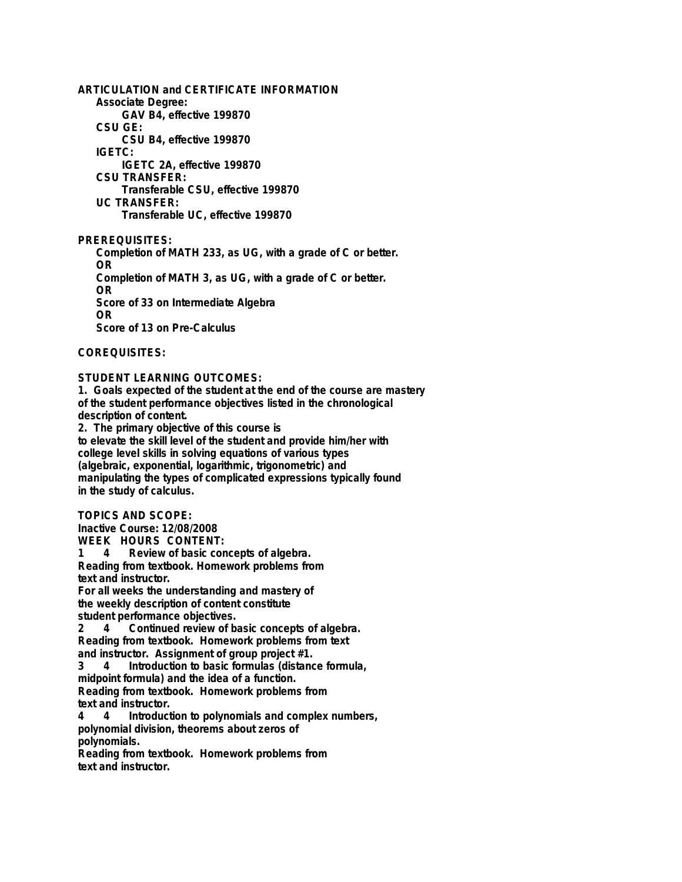**ARTICULATION and CERTIFICATE INFORMATION**

**Associate Degree:**

**GAV B4, effective 199870**

**CSU GE:**

**CSU B4, effective 199870**

**IGETC:**

**IGETC 2A, effective 199870**

**CSU TRANSFER:**

**Transferable CSU, effective 199870**

**UC TRANSFER:**

**Transferable UC, effective 199870**

**PREREQUISITES:**

**Completion of MATH 233, as UG, with a grade of C or better.**
**OR**
**Completion of MATH 3, as UG, with a grade of C or better.**
**OR**
**Score of 33 on Intermediate Algebra**
**OR**
**Score of 13 on Pre-Calculus**

**COREQUISITES:**

**STUDENT LEARNING OUTCOMES:**

**1. Goals expected of the student at the end of the course are mastery of the student performance objectives listed in the chronological description of content.**

**2. The primary objective of this course is to elevate the skill level of the student and provide him/her with college level skills in solving equations of various types (algebraic, exponential, logarithmic, trigonometric) and manipulating the types of complicated expressions typically found in the study of calculus.**

**TOPICS AND SCOPE:**

**Inactive Course: 12/08/2008**

**WEEK HOURS CONTENT:**

**1 4 Review of basic concepts of algebra.**
**Reading from textbook. Homework problems from text and instructor.**
**For all weeks the understanding and mastery of the weekly description of content constitute student performance objectives.**

**2 4 Continued review of basic concepts of algebra.**
**Reading from textbook. Homework problems from text and instructor. Assignment of group project #1.**

**3 4 Introduction to basic formulas (distance formula, midpoint formula) and the idea of a function.**
**Reading from textbook. Homework problems from text and instructor.**

**4 4 Introduction to polynomials and complex numbers, polynomial division, theorems about zeros of polynomials.**
**Reading from textbook. Homework problems from text and instructor.**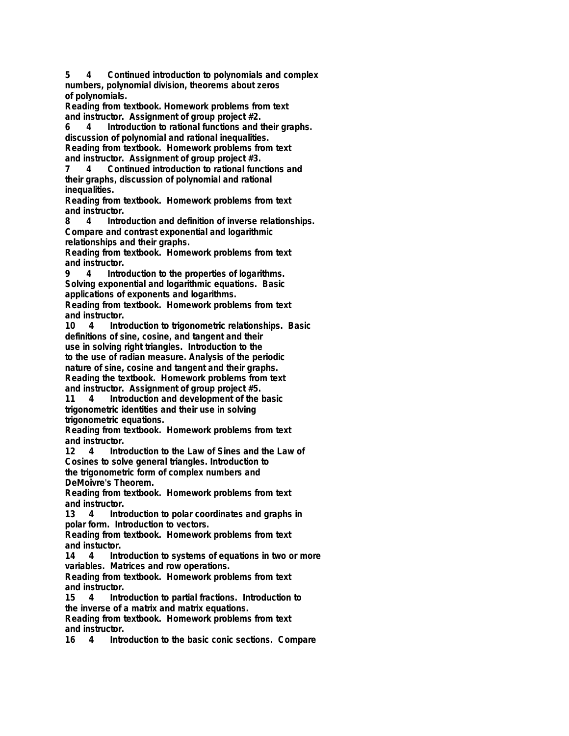**5 4 Continued introduction to polynomials and complex numbers, polynomial division, theorems about zeros of polynomials.**
**Reading from textbook. Homework problems from text and instructor. Assignment of group project #2.**
**6 4 Introduction to rational functions and their graphs. discussion of polynomial and rational inequalities.**
**Reading from textbook. Homework problems from text and instructor. Assignment of group project #3.**
**7 4 Continued introduction to rational functions and their graphs, discussion of polynomial and rational inequalities.**
**Reading from textbook. Homework problems from text and instructor.**
**8 4 Introduction and definition of inverse relationships. Compare and contrast exponential and logarithmic relationships and their graphs.**
**Reading from textbook. Homework problems from text and instructor.**
**9 4 Introduction to the properties of logarithms. Solving exponential and logarithmic equations. Basic applications of exponents and logarithms.**
**Reading from textbook. Homework problems from text and instructor.**
**10 4 Introduction to trigonometric relationships. Basic definitions of sine, cosine, and tangent and their use in solving right triangles. Introduction to the to the use of radian measure. Analysis of the periodic nature of sine, cosine and tangent and their graphs.**
**Reading the textbook. Homework problems from text and instructor. Assignment of group project #5.**
**11 4 Introduction and development of the basic trigonometric identities and their use in solving trigonometric equations.**
**Reading from textbook. Homework problems from text and instructor.**
**12 4 Introduction to the Law of Sines and the Law of Cosines to solve general triangles. Introduction to the trigonometric form of complex numbers and DeMoivre's Theorem.**
**Reading from textbook. Homework problems from text and instructor.**
**13 4 Introduction to polar coordinates and graphs in polar form. Introduction to vectors.**
**Reading from textbook. Homework problems from text and instuctor.**
**14 4 Introduction to systems of equations in two or more variables. Matrices and row operations.**
**Reading from textbook. Homework problems from text and instructor.**
**15 4 Introduction to partial fractions. Introduction to the inverse of a matrix and matrix equations.**
**Reading from textbook. Homework problems from text and instructor.**
**16 4 Introduction to the basic conic sections. Compare**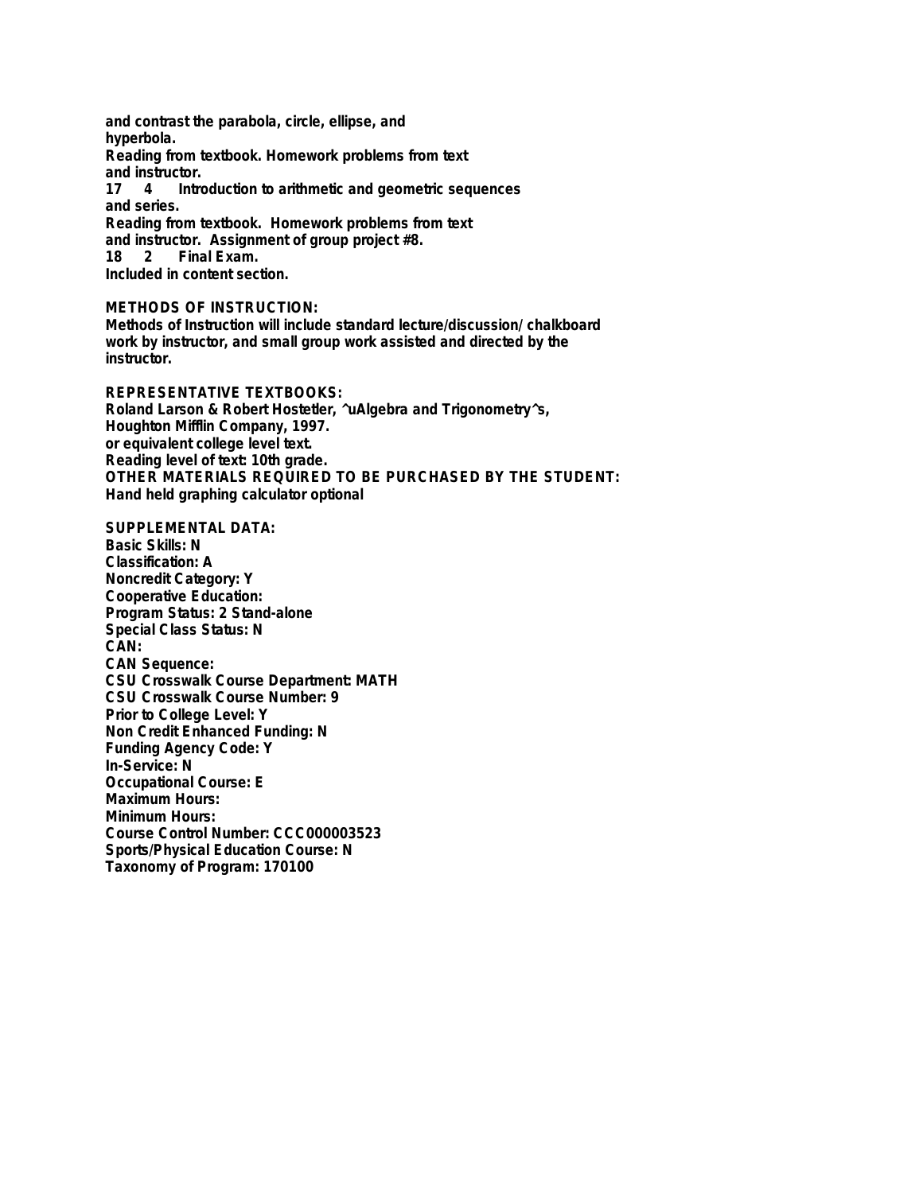and contrast the parabola, circle, ellipse, and
hyperbola.
Reading from textbook. Homework problems from text
and instructor.
17 4 Introduction to arithmetic and geometric sequences
and series.
Reading from textbook. Homework problems from text
and instructor. Assignment of group project #8.
18 2 Final Exam.
Included in content section.

**METHODS OF INSTRUCTION:**
Methods of Instruction will include standard lecture/discussion/ chalkboard work by instructor, and small group work assisted and directed by the instructor.

**REPRESENTATIVE TEXTBOOKS:**
Roland Larson & Robert Hostetler, ^uAlgebra and Trigonometry^s,
Houghton Mifflin Company, 1997.
or equivalent college level text.
Reading level of text: 10th grade.
**OTHER MATERIALS REQUIRED TO BE PURCHASED BY THE STUDENT:**
Hand held graphing calculator optional

**SUPPLEMENTAL DATA:**
Basic Skills: N
Classification: A
Noncredit Category: Y
Cooperative Education:
Program Status: 2 Stand-alone
Special Class Status: N
CAN:
CAN Sequence:
CSU Crosswalk Course Department: MATH
CSU Crosswalk Course Number: 9
Prior to College Level: Y
Non Credit Enhanced Funding: N
Funding Agency Code: Y
In-Service: N
Occupational Course: E
Maximum Hours:
Minimum Hours:
Course Control Number: CCC000003523
Sports/Physical Education Course: N
Taxonomy of Program: 170100